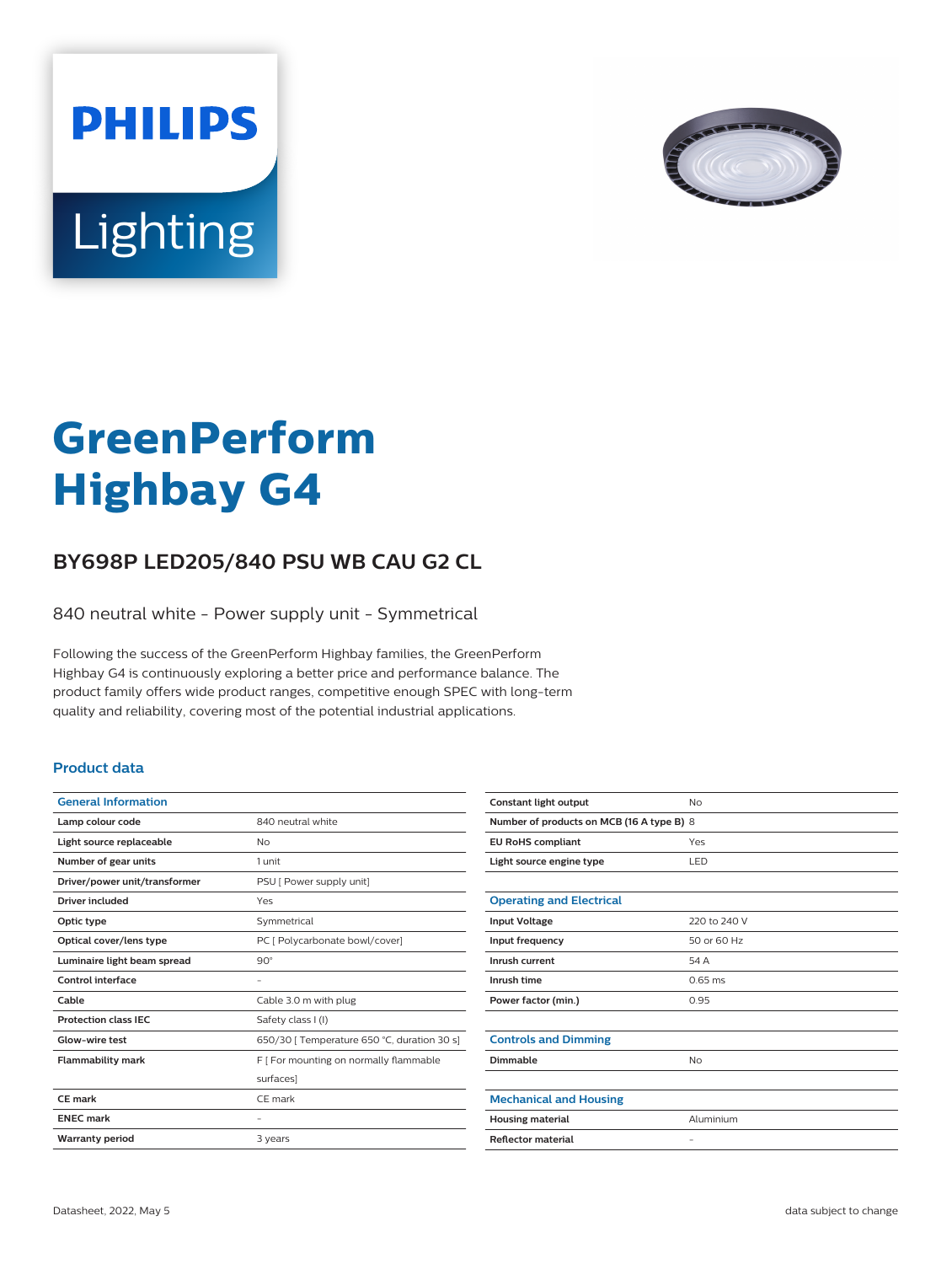PHILIPS

Lighting

# GreenPerform Highbay G4

## BY698P LED205/840 PSU WB CAU G2 CL

840 neutral white - Power supply unit - Symmetrical

Following the success of the GreenPerform Highbay families, the GreenPerform Highbay G4 is continuously exploring a better price and performance balance. The product family offers wide product ranges, competitive enough SPEC with long-term quality and reliability, covering most of the potential industrial applications.

### Product data

| General Information | |
|---|---|
| Lamp colour code | 840 neutral white |
| Light source replaceable | No |
| Number of gear units | 1 unit |
| Driver/power unit/transformer | PSU [ Power supply unit] |
| Driver included | Yes |
| Optic type | Symmetrical |
| Optical cover/lens type | PC [ Polycarbonate bowl/cover] |
| Luminaire light beam spread | 90° |
| Control interface | - |
| Cable | Cable 3.0 m with plug |
| Protection class IEC | Safety class I (I) |
| Glow-wire test | 650/30 [ Temperature 650 °C, duration 30 s] |
| Flammability mark | F [ For mounting on normally flammable surfaces] |
| CE mark | CE mark |
| ENEC mark | - |
| Warranty period | 3 years |
| Constant light output | No |
| Number of products on MCB (16 A type B) | 8 |
| EU RoHS compliant | Yes |
| Light source engine type | LED |

| Operating and Electrical | |
|---|---|
| Input Voltage | 220 to 240 V |
| Input frequency | 50 or 60 Hz |
| Inrush current | 54 A |
| Inrush time | 0.65 ms |
| Power factor (min.) | 0.95 |

| Controls and Dimming | |
|---|---|
| Dimmable | No |

| Mechanical and Housing | |
|---|---|
| Housing material | Aluminium |
| Reflector material | - |

Datasheet, 2022, May 5 | data subject to change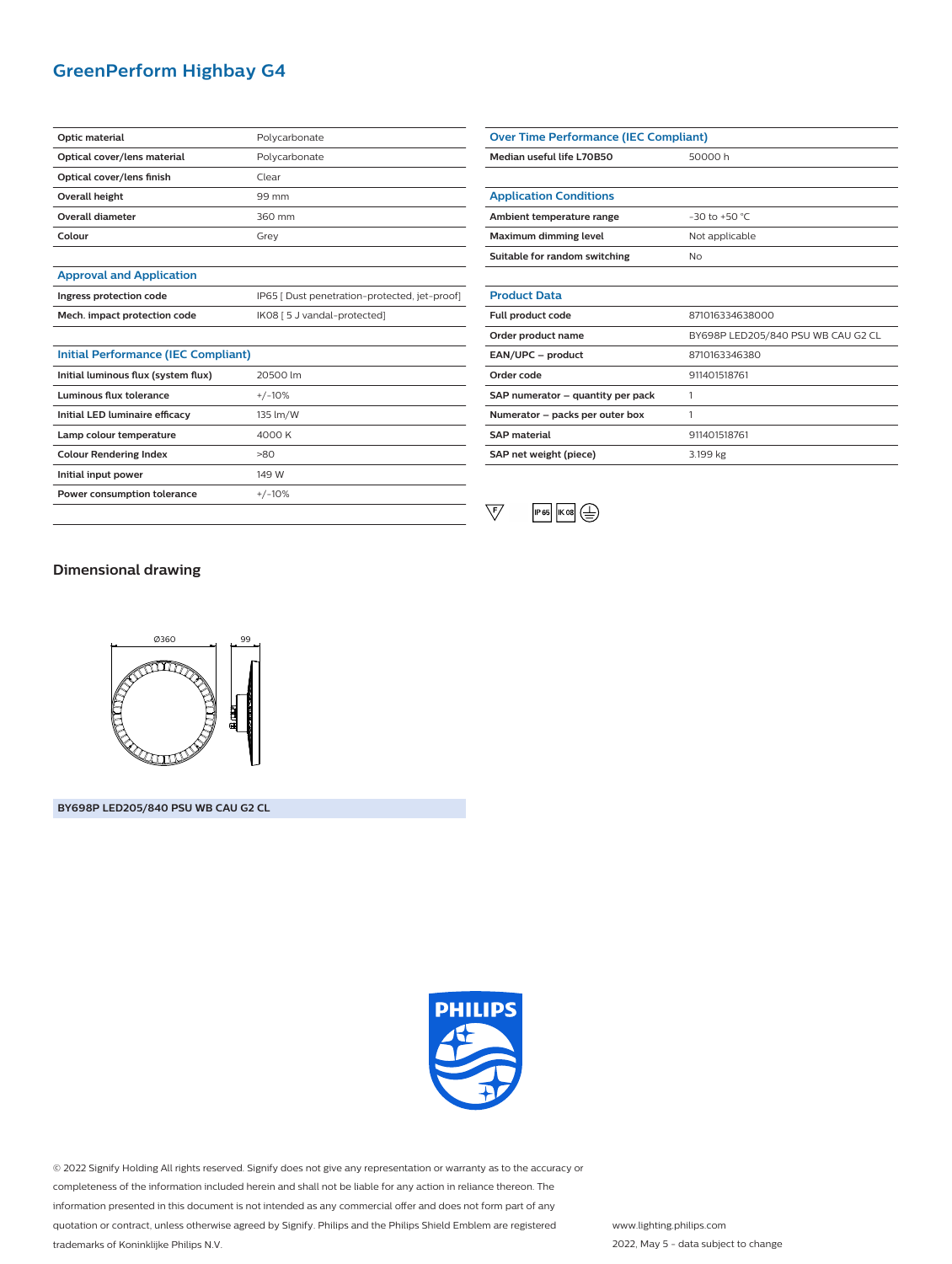# GreenPerform Highbay G4

| | |
|---|---|
| **Optic material** | Polycarbonate |
| **Optical cover/lens material** | Polycarbonate |
| **Optical cover/lens finish** | Clear |
| **Overall height** | 99 mm |
| **Overall diameter** | 360 mm |
| **Colour** | Grey |

### Approval and Application

| | |
|---|---|
| **Ingress protection code** | IP65 [ Dust penetration-protected, jet-proof] |
| **Mech. impact protection code** | IK08 [ 5 J vandal-protected] |

### Initial Performance (IEC Compliant)

| | |
|---|---|
| **Initial luminous flux (system flux)** | 20500 lm |
| **Luminous flux tolerance** | +/-10% |
| **Initial LED luminaire efficacy** | 135 lm/W |
| **Lamp colour temperature** | 4000 K |
| **Colour Rendering Index** | >80 |
| **Initial input power** | 149 W |
| **Power consumption tolerance** | +/-10% |

### Over Time Performance (IEC Compliant)

| | |
|---|---|
| **Median useful life L70B50** | 50000 h |

### Application Conditions

| | |
|---|---|
| **Ambient temperature range** | -30 to +50 °C |
| **Maximum dimming level** | Not applicable |
| **Suitable for random switching** | No |

### Product Data

| | |
|---|---|
| **Full product code** | 871016334638000 |
| **Order product name** | BY698P LED205/840 PSU WB CAU G2 CL |
| **EAN/UPC – product** | 8710163346380 |
| **Order code** | 911401518761 |
| **SAP numerator – quantity per pack** | 1 |
| **Numerator – packs per outer box** | 1 |
| **SAP material** | 911401518761 |
| **SAP net weight (piece)** | 3.199 kg |

F IP65 IK08

## Dimensional drawing

Ø360

99

**BY698P LED205/840 PSU WB CAU G2 CL**

PHILIPS

© 2022 Signify Holding All rights reserved. Signify does not give any representation or warranty as to the accuracy or completeness of the information included herein and shall not be liable for any action in reliance thereon. The information presented in this document is not intended as any commercial offer and does not form part of any quotation or contract, unless otherwise agreed by Signify. Philips and the Philips Shield Emblem are registered trademarks of Koninklijke Philips N.V.

www.lighting.philips.com

2022, May 5 - data subject to change